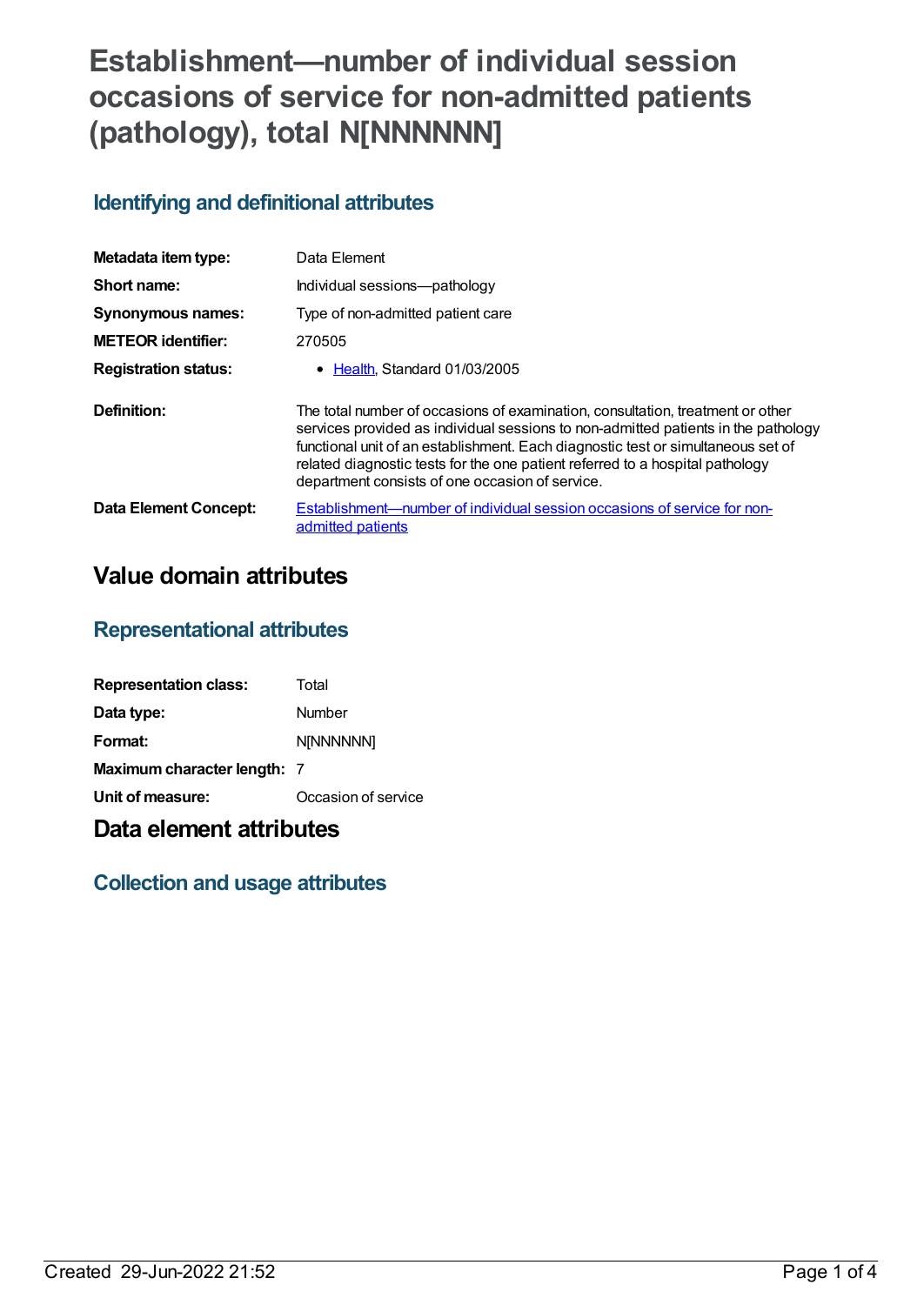# Establishment—number of individual session occasions of service for non-admitted patients (pathology), total N[NNNNNN]

## Identifying and definitional attributes

| | |
|---|---|
| **Metadata item type:** | Data Element |
| **Short name:** | Individual sessions—pathology |
| **Synonymous names:** | Type of non-admitted patient care |
| **METEOR identifier:** | 270505 |
| **Registration status:** | • Health, Standard 01/03/2005 |
| **Definition:** | The total number of occasions of examination, consultation, treatment or other services provided as individual sessions to non-admitted patients in the pathology functional unit of an establishment. Each diagnostic test or simultaneous set of related diagnostic tests for the one patient referred to a hospital pathology department consists of one occasion of service. |
| **Data Element Concept:** | Establishment—number of individual session occasions of service for non-admitted patients |

# Value domain attributes

## Representational attributes

| | |
|---|---|
| **Representation class:** | Total |
| **Data type:** | Number |
| **Format:** | N[NNNNNN] |
| **Maximum character length:** | 7 |
| **Unit of measure:** | Occasion of service |

# Data element attributes

## Collection and usage attributes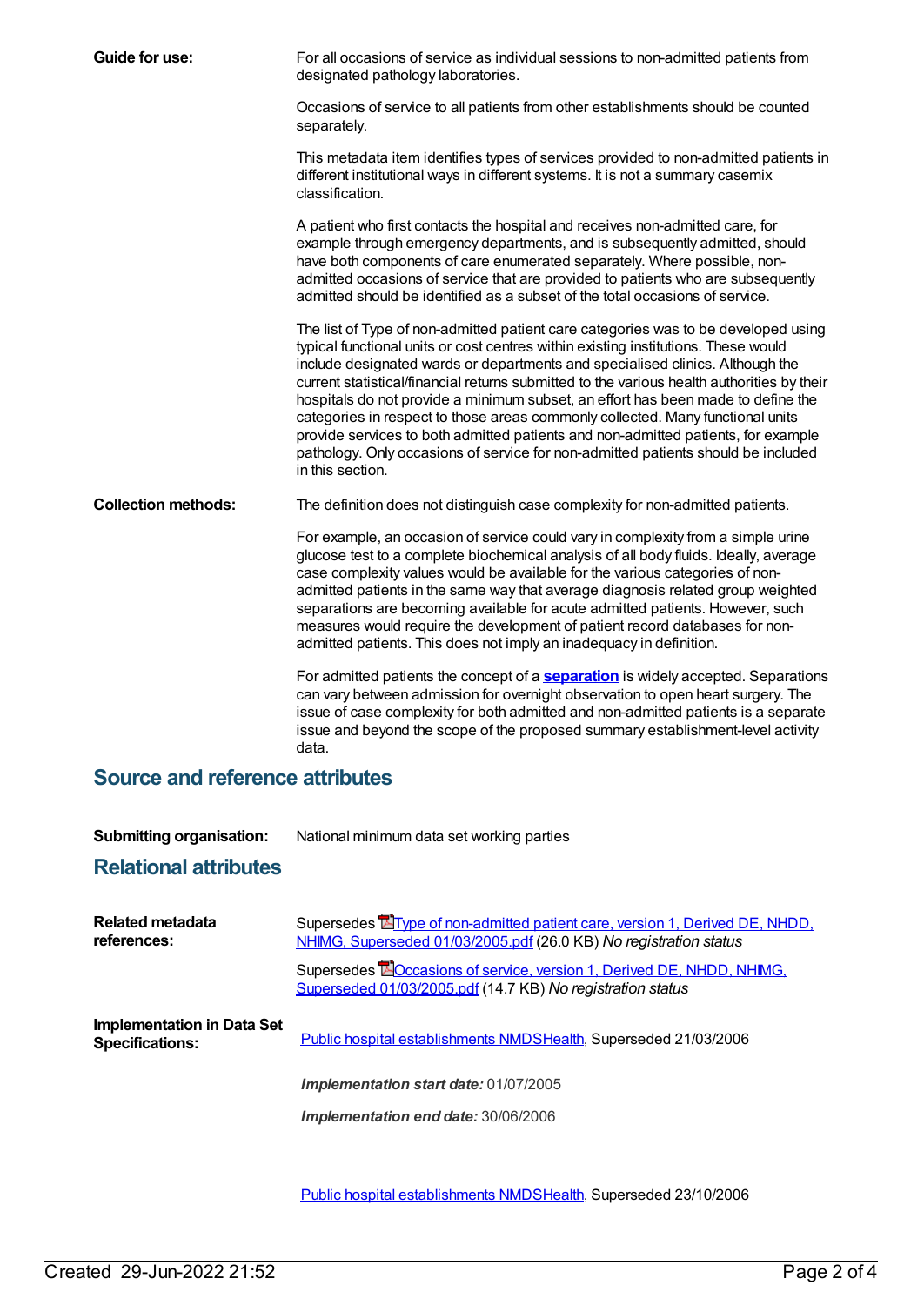**Guide for use:**

For all occasions of service as individual sessions to non-admitted patients from designated pathology laboratories.

Occasions of service to all patients from other establishments should be counted separately.

This metadata item identifies types of services provided to non-admitted patients in different institutional ways in different systems. It is not a summary casemix classification.

A patient who first contacts the hospital and receives non-admitted care, for example through emergency departments, and is subsequently admitted, should have both components of care enumerated separately. Where possible, non-admitted occasions of service that are provided to patients who are subsequently admitted should be identified as a subset of the total occasions of service.

The list of Type of non-admitted patient care categories was to be developed using typical functional units or cost centres within existing institutions. These would include designated wards or departments and specialised clinics. Although the current statistical/financial returns submitted to the various health authorities by their hospitals do not provide a minimum subset, an effort has been made to define the categories in respect to those areas commonly collected. Many functional units provide services to both admitted patients and non-admitted patients, for example pathology. Only occasions of service for non-admitted patients should be included in this section.

**Collection methods:**

The definition does not distinguish case complexity for non-admitted patients.

For example, an occasion of service could vary in complexity from a simple urine glucose test to a complete biochemical analysis of all body fluids. Ideally, average case complexity values would be available for the various categories of non-admitted patients in the same way that average diagnosis related group weighted separations are becoming available for acute admitted patients. However, such measures would require the development of patient record databases for non-admitted patients. This does not imply an inadequacy in definition.

For admitted patients the concept of a **separation** is widely accepted. Separations can vary between admission for overnight observation to open heart surgery. The issue of case complexity for both admitted and non-admitted patients is a separate issue and beyond the scope of the proposed summary establishment-level activity data.

## Source and reference attributes

**Submitting organisation:** National minimum data set working parties

## Relational attributes

**Related metadata references:**

Supersedes Type of non-admitted patient care, version 1, Derived DE, NHDD, NHIMG, Superseded 01/03/2005.pdf (26.0 KB) *No registration status*

Supersedes Occasions of service, version 1, Derived DE, NHDD, NHIMG, Superseded 01/03/2005.pdf (14.7 KB) *No registration status*

**Implementation in Data Set Specifications:**

Public hospital establishments NMDSHealth, Superseded 21/03/2006

***Implementation start date:*** 01/07/2005

***Implementation end date:*** 30/06/2006

Public hospital establishments NMDSHealth, Superseded 23/10/2006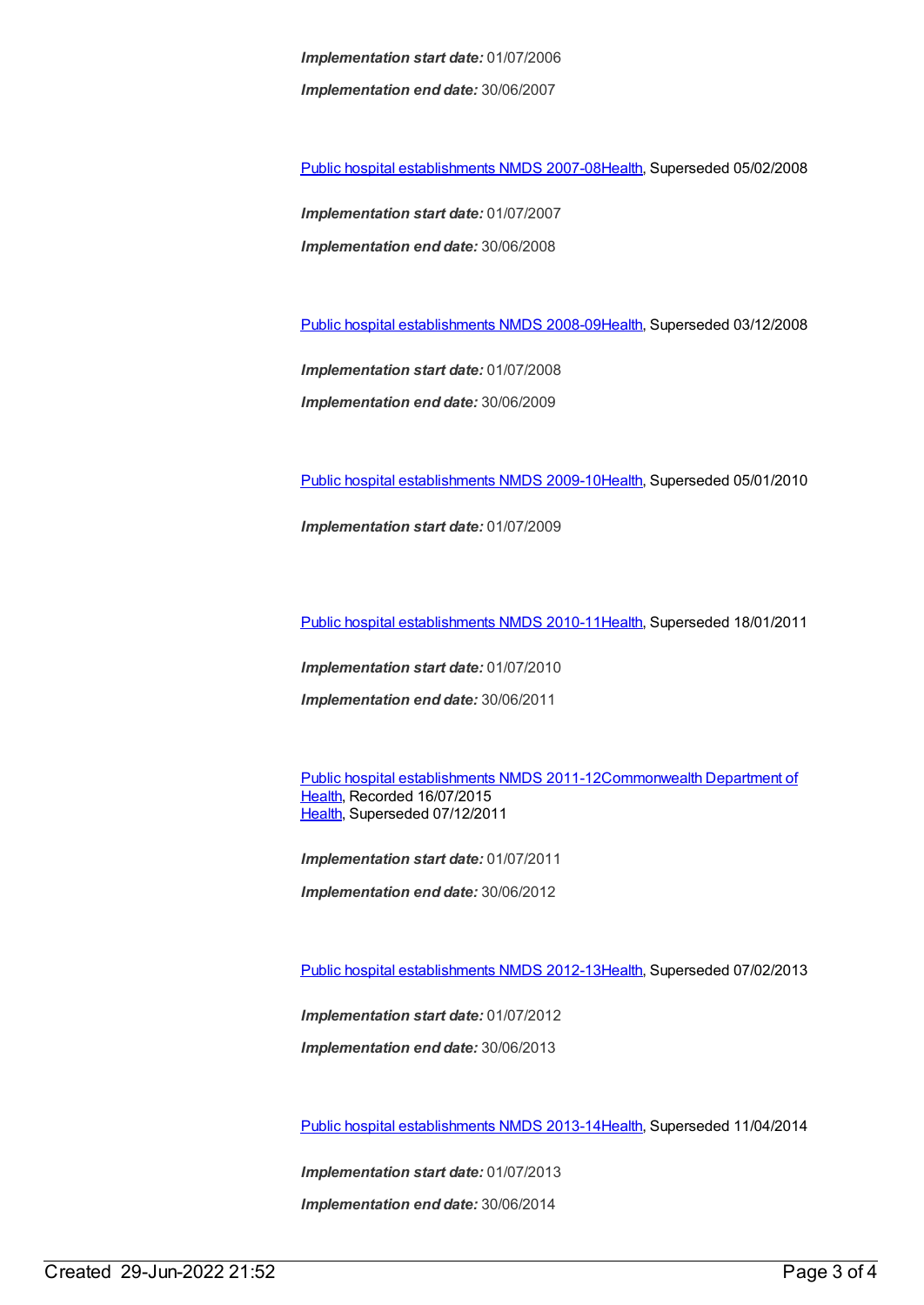***Implementation start date:*** 01/07/2006

***Implementation end date:*** 30/06/2007

Public hospital establishments NMDS 2007-08Health, Superseded 05/02/2008

***Implementation start date:*** 01/07/2007

***Implementation end date:*** 30/06/2008

Public hospital establishments NMDS 2008-09Health, Superseded 03/12/2008

***Implementation start date:*** 01/07/2008

***Implementation end date:*** 30/06/2009

Public hospital establishments NMDS 2009-10Health, Superseded 05/01/2010

***Implementation start date:*** 01/07/2009

Public hospital establishments NMDS 2010-11Health, Superseded 18/01/2011

***Implementation start date:*** 01/07/2010

***Implementation end date:*** 30/06/2011

Public hospital establishments NMDS 2011-12Commonwealth Department of Health, Recorded 16/07/2015
Health, Superseded 07/12/2011

***Implementation start date:*** 01/07/2011

***Implementation end date:*** 30/06/2012

Public hospital establishments NMDS 2012-13Health, Superseded 07/02/2013

***Implementation start date:*** 01/07/2012

***Implementation end date:*** 30/06/2013

Public hospital establishments NMDS 2013-14Health, Superseded 11/04/2014

***Implementation start date:*** 01/07/2013

***Implementation end date:*** 30/06/2014